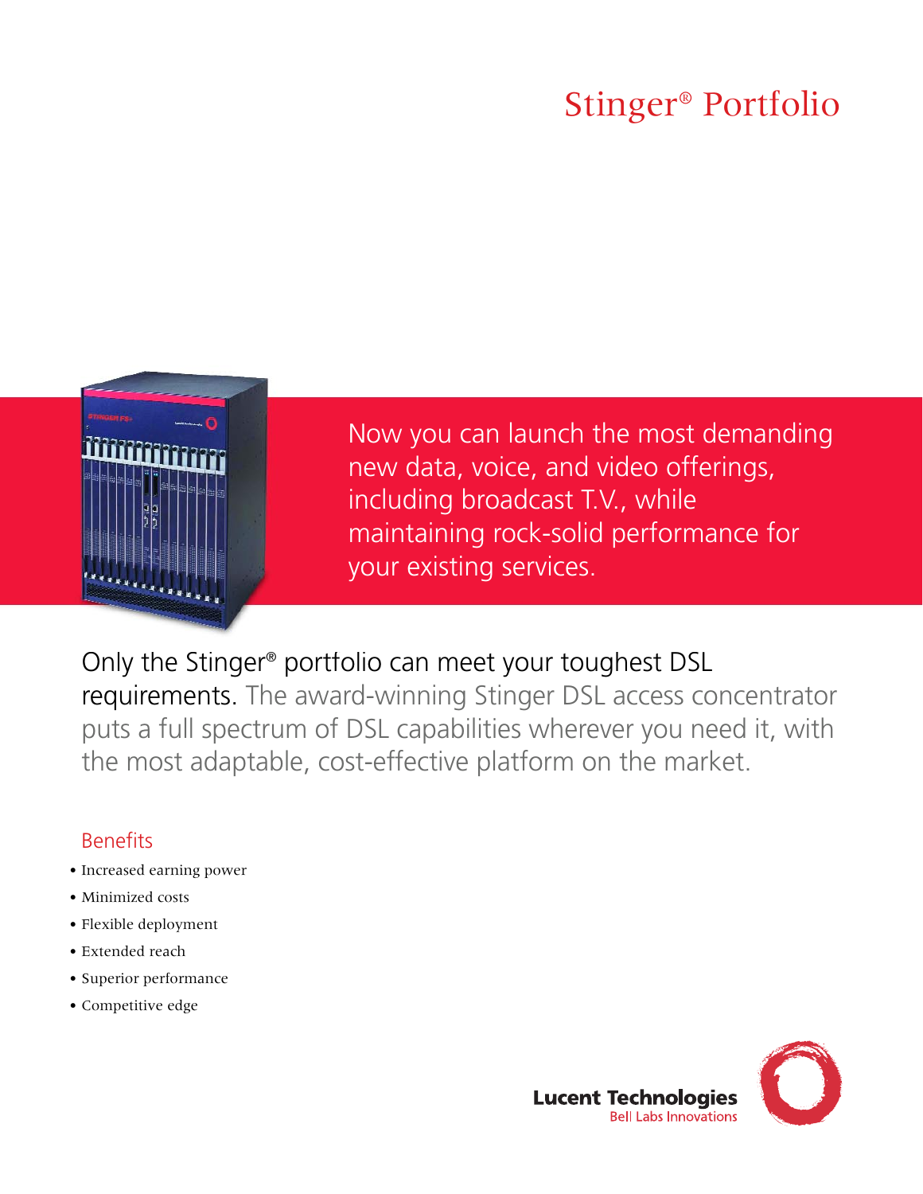# Stinger® Portfolio

Now you can launch the most demanding new data, voice, and video offerings, including broadcast T.V., while maintaining rock-solid performance for your existing services.

Only the Stinger® portfolio can meet your toughest DSL requirements. The award-winning Stinger DSL access concentrator puts a full spectrum of DSL capabilities wherever you need it, with the most adaptable, cost-effective platform on the market.

## Benefits

- Increased earning power
- Minimized costs
- Flexible deployment
- Extended reach
- Superior performance
- Competitive edge

Lucent Technologies
Bell Labs Innovations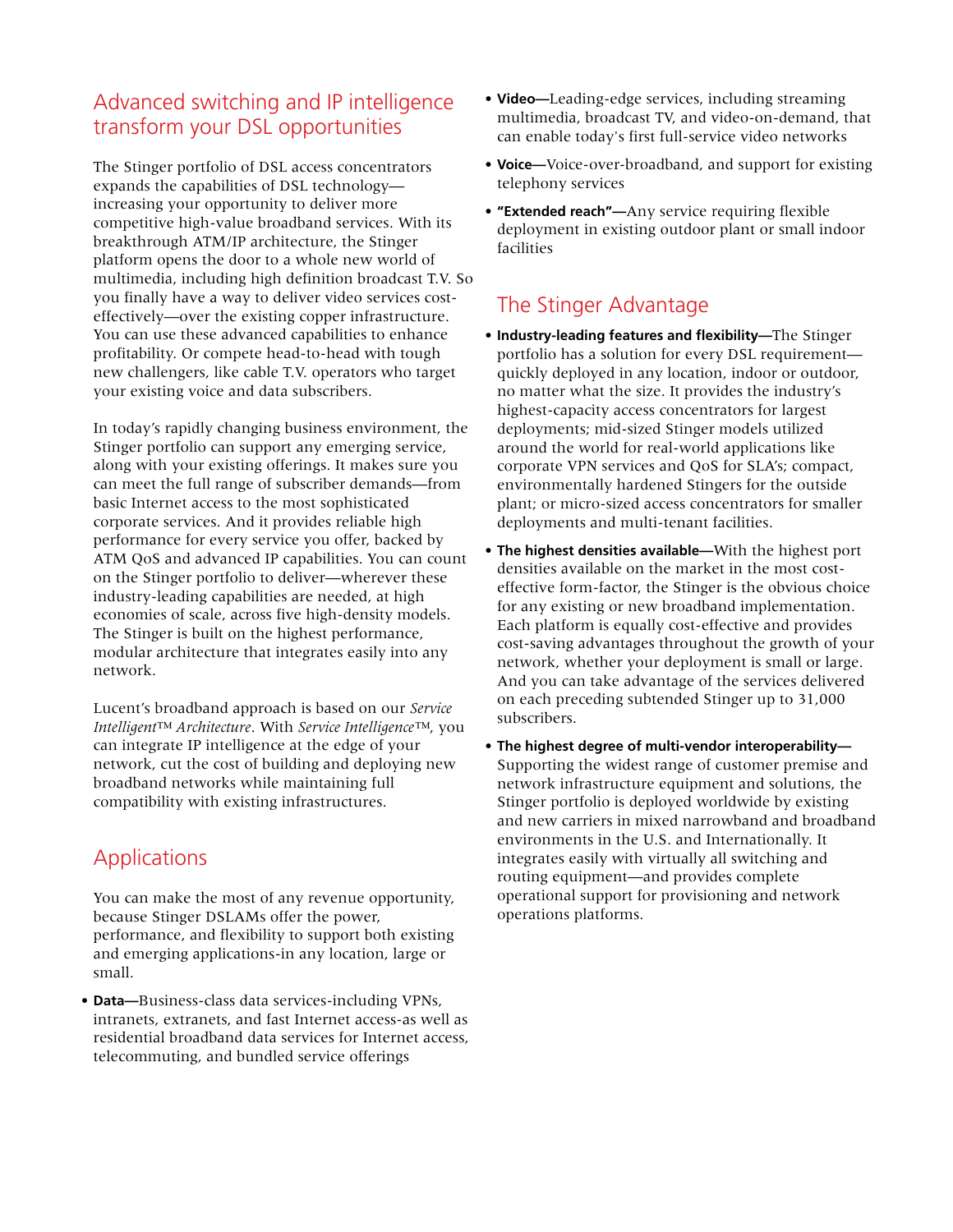## Advanced switching and IP intelligence transform your DSL opportunities

The Stinger portfolio of DSL access concentrators expands the capabilities of DSL technology—increasing your opportunity to deliver more competitive high-value broadband services. With its breakthrough ATM/IP architecture, the Stinger platform opens the door to a whole new world of multimedia, including high definition broadcast T.V. So you finally have a way to deliver video services cost-effectively—over the existing copper infrastructure. You can use these advanced capabilities to enhance profitability. Or compete head-to-head with tough new challengers, like cable T.V. operators who target your existing voice and data subscribers.

In today's rapidly changing business environment, the Stinger portfolio can support any emerging service, along with your existing offerings. It makes sure you can meet the full range of subscriber demands—from basic Internet access to the most sophisticated corporate services. And it provides reliable high performance for every service you offer, backed by ATM QoS and advanced IP capabilities. You can count on the Stinger portfolio to deliver—wherever these industry-leading capabilities are needed, at high economies of scale, across five high-density models. The Stinger is built on the highest performance, modular architecture that integrates easily into any network.

Lucent's broadband approach is based on our *Service Intelligent™ Architecture*. With *Service Intelligence™*, you can integrate IP intelligence at the edge of your network, cut the cost of building and deploying new broadband networks while maintaining full compatibility with existing infrastructures.

## Applications

You can make the most of any revenue opportunity, because Stinger DSLAMs offer the power, performance, and flexibility to support both existing and emerging applications-in any location, large or small.

- **Data—**Business-class data services-including VPNs, intranets, extranets, and fast Internet access-as well as residential broadband data services for Internet access, telecommuting, and bundled service offerings
- **Video—**Leading-edge services, including streaming multimedia, broadcast TV, and video-on-demand, that can enable today's first full-service video networks
- **Voice—**Voice-over-broadband, and support for existing telephony services
- **"Extended reach"—**Any service requiring flexible deployment in existing outdoor plant or small indoor facilities

## The Stinger Advantage

- **Industry-leading features and flexibility—**The Stinger portfolio has a solution for every DSL requirement—quickly deployed in any location, indoor or outdoor, no matter what the size. It provides the industry's highest-capacity access concentrators for largest deployments; mid-sized Stinger models utilized around the world for real-world applications like corporate VPN services and QoS for SLA's; compact, environmentally hardened Stingers for the outside plant; or micro-sized access concentrators for smaller deployments and multi-tenant facilities.
- **The highest densities available—**With the highest port densities available on the market in the most cost-effective form-factor, the Stinger is the obvious choice for any existing or new broadband implementation. Each platform is equally cost-effective and provides cost-saving advantages throughout the growth of your network, whether your deployment is small or large. And you can take advantage of the services delivered on each preceding subtended Stinger up to 31,000 subscribers.
- **The highest degree of multi-vendor interoperability—**Supporting the widest range of customer premise and network infrastructure equipment and solutions, the Stinger portfolio is deployed worldwide by existing and new carriers in mixed narrowband and broadband environments in the U.S. and Internationally. It integrates easily with virtually all switching and routing equipment—and provides complete operational support for provisioning and network operations platforms.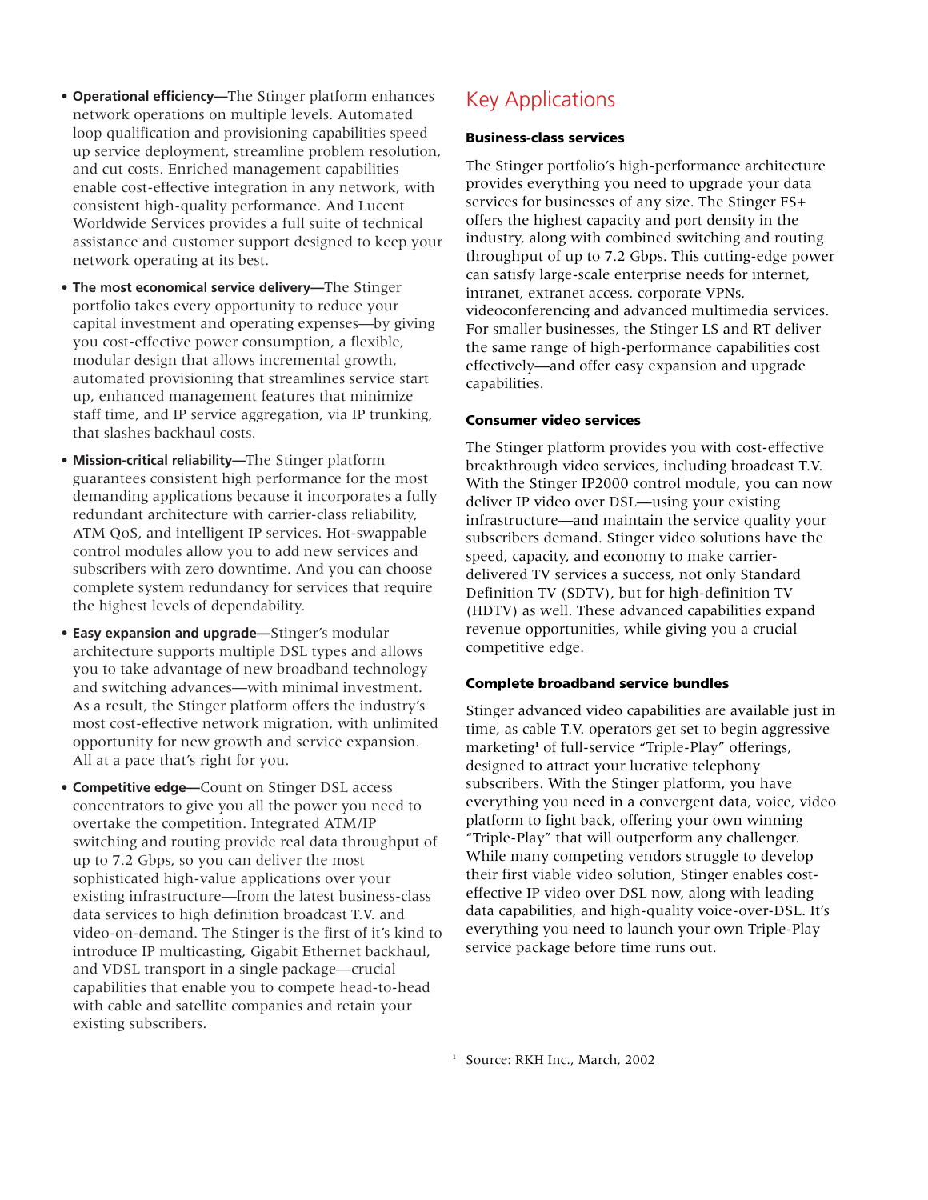- **Operational efficiency—**The Stinger platform enhances network operations on multiple levels. Automated loop qualification and provisioning capabilities speed up service deployment, streamline problem resolution, and cut costs. Enriched management capabilities enable cost-effective integration in any network, with consistent high-quality performance. And Lucent Worldwide Services provides a full suite of technical assistance and customer support designed to keep your network operating at its best.
- **The most economical service delivery—**The Stinger portfolio takes every opportunity to reduce your capital investment and operating expenses—by giving you cost-effective power consumption, a flexible, modular design that allows incremental growth, automated provisioning that streamlines service start up, enhanced management features that minimize staff time, and IP service aggregation, via IP trunking, that slashes backhaul costs.
- **Mission-critical reliability—**The Stinger platform guarantees consistent high performance for the most demanding applications because it incorporates a fully redundant architecture with carrier-class reliability, ATM QoS, and intelligent IP services. Hot-swappable control modules allow you to add new services and subscribers with zero downtime. And you can choose complete system redundancy for services that require the highest levels of dependability.
- **Easy expansion and upgrade—**Stinger's modular architecture supports multiple DSL types and allows you to take advantage of new broadband technology and switching advances—with minimal investment. As a result, the Stinger platform offers the industry's most cost-effective network migration, with unlimited opportunity for new growth and service expansion. All at a pace that's right for you.
- **Competitive edge—**Count on Stinger DSL access concentrators to give you all the power you need to overtake the competition. Integrated ATM/IP switching and routing provide real data throughput of up to 7.2 Gbps, so you can deliver the most sophisticated high-value applications over your existing infrastructure—from the latest business-class data services to high definition broadcast T.V. and video-on-demand. The Stinger is the first of it's kind to introduce IP multicasting, Gigabit Ethernet backhaul, and VDSL transport in a single package—crucial capabilities that enable you to compete head-to-head with cable and satellite companies and retain your existing subscribers.

## Key Applications

### Business-class services

The Stinger portfolio's high-performance architecture provides everything you need to upgrade your data services for businesses of any size. The Stinger FS+ offers the highest capacity and port density in the industry, along with combined switching and routing throughput of up to 7.2 Gbps. This cutting-edge power can satisfy large-scale enterprise needs for internet, intranet, extranet access, corporate VPNs, videoconferencing and advanced multimedia services. For smaller businesses, the Stinger LS and RT deliver the same range of high-performance capabilities cost effectively—and offer easy expansion and upgrade capabilities.

### Consumer video services

The Stinger platform provides you with cost-effective breakthrough video services, including broadcast T.V. With the Stinger IP2000 control module, you can now deliver IP video over DSL—using your existing infrastructure—and maintain the service quality your subscribers demand. Stinger video solutions have the speed, capacity, and economy to make carrier-delivered TV services a success, not only Standard Definition TV (SDTV), but for high-definition TV (HDTV) as well. These advanced capabilities expand revenue opportunities, while giving you a crucial competitive edge.

### Complete broadband service bundles

Stinger advanced video capabilities are available just in time, as cable T.V. operators get set to begin aggressive marketing[1] of full-service "Triple-Play" offerings, designed to attract your lucrative telephony subscribers. With the Stinger platform, you have everything you need in a convergent data, voice, video platform to fight back, offering your own winning "Triple-Play" that will outperform any challenger. While many competing vendors struggle to develop their first viable video solution, Stinger enables cost-effective IP video over DSL now, along with leading data capabilities, and high-quality voice-over-DSL. It's everything you need to launch your own Triple-Play service package before time runs out.

[1] Source: RKH Inc., March, 2002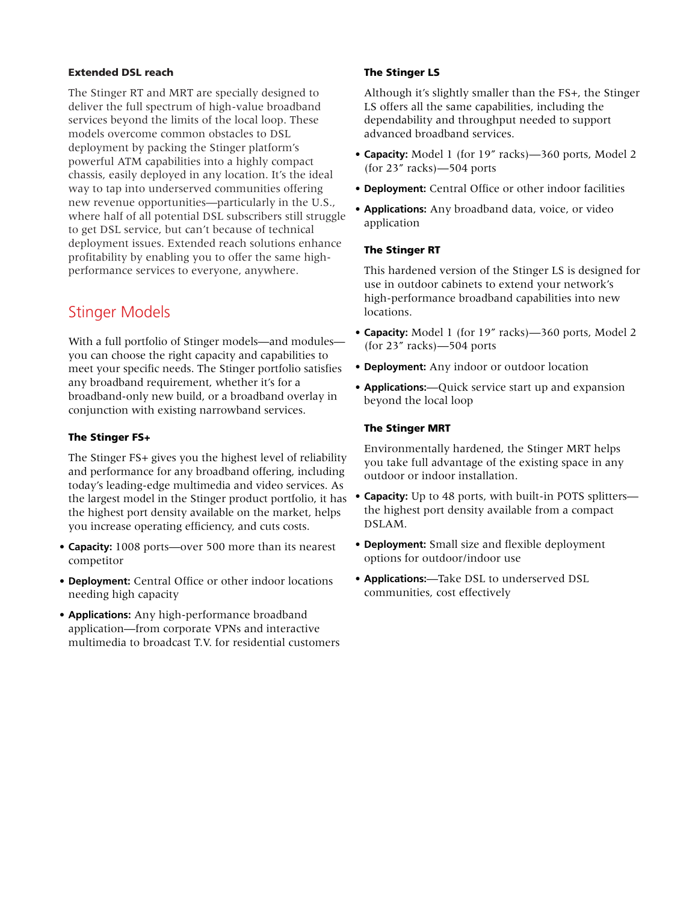### Extended DSL reach

The Stinger RT and MRT are specially designed to deliver the full spectrum of high-value broadband services beyond the limits of the local loop. These models overcome common obstacles to DSL deployment by packing the Stinger platform's powerful ATM capabilities into a highly compact chassis, easily deployed in any location. It's the ideal way to tap into underserved communities offering new revenue opportunities—particularly in the U.S., where half of all potential DSL subscribers still struggle to get DSL service, but can't because of technical deployment issues. Extended reach solutions enhance profitability by enabling you to offer the same high-performance services to everyone, anywhere.

## Stinger Models

With a full portfolio of Stinger models—and modules—you can choose the right capacity and capabilities to meet your specific needs. The Stinger portfolio satisfies any broadband requirement, whether it's for a broadband-only new build, or a broadband overlay in conjunction with existing narrowband services.

### The Stinger FS+

The Stinger FS+ gives you the highest level of reliability and performance for any broadband offering, including today's leading-edge multimedia and video services. As the largest model in the Stinger product portfolio, it has the highest port density available on the market, helps you increase operating efficiency, and cuts costs.

- **Capacity:** 1008 ports—over 500 more than its nearest competitor
- **Deployment:** Central Office or other indoor locations needing high capacity
- **Applications:** Any high-performance broadband application—from corporate VPNs and interactive multimedia to broadcast T.V. for residential customers

### The Stinger LS

Although it's slightly smaller than the FS+, the Stinger LS offers all the same capabilities, including the dependability and throughput needed to support advanced broadband services.

- **Capacity:** Model 1 (for 19″ racks)—360 ports, Model 2 (for 23″ racks)—504 ports
- **Deployment:** Central Office or other indoor facilities
- **Applications:** Any broadband data, voice, or video application

### The Stinger RT

This hardened version of the Stinger LS is designed for use in outdoor cabinets to extend your network's high-performance broadband capabilities into new locations.

- **Capacity:** Model 1 (for 19″ racks)—360 ports, Model 2 (for 23″ racks)—504 ports
- **Deployment:** Any indoor or outdoor location
- **Applications:**—Quick service start up and expansion beyond the local loop

### The Stinger MRT

Environmentally hardened, the Stinger MRT helps you take full advantage of the existing space in any outdoor or indoor installation.

- **Capacity:** Up to 48 ports, with built-in POTS splitters—the highest port density available from a compact DSLAM.
- **Deployment:** Small size and flexible deployment options for outdoor/indoor use
- **Applications:**—Take DSL to underserved DSL communities, cost effectively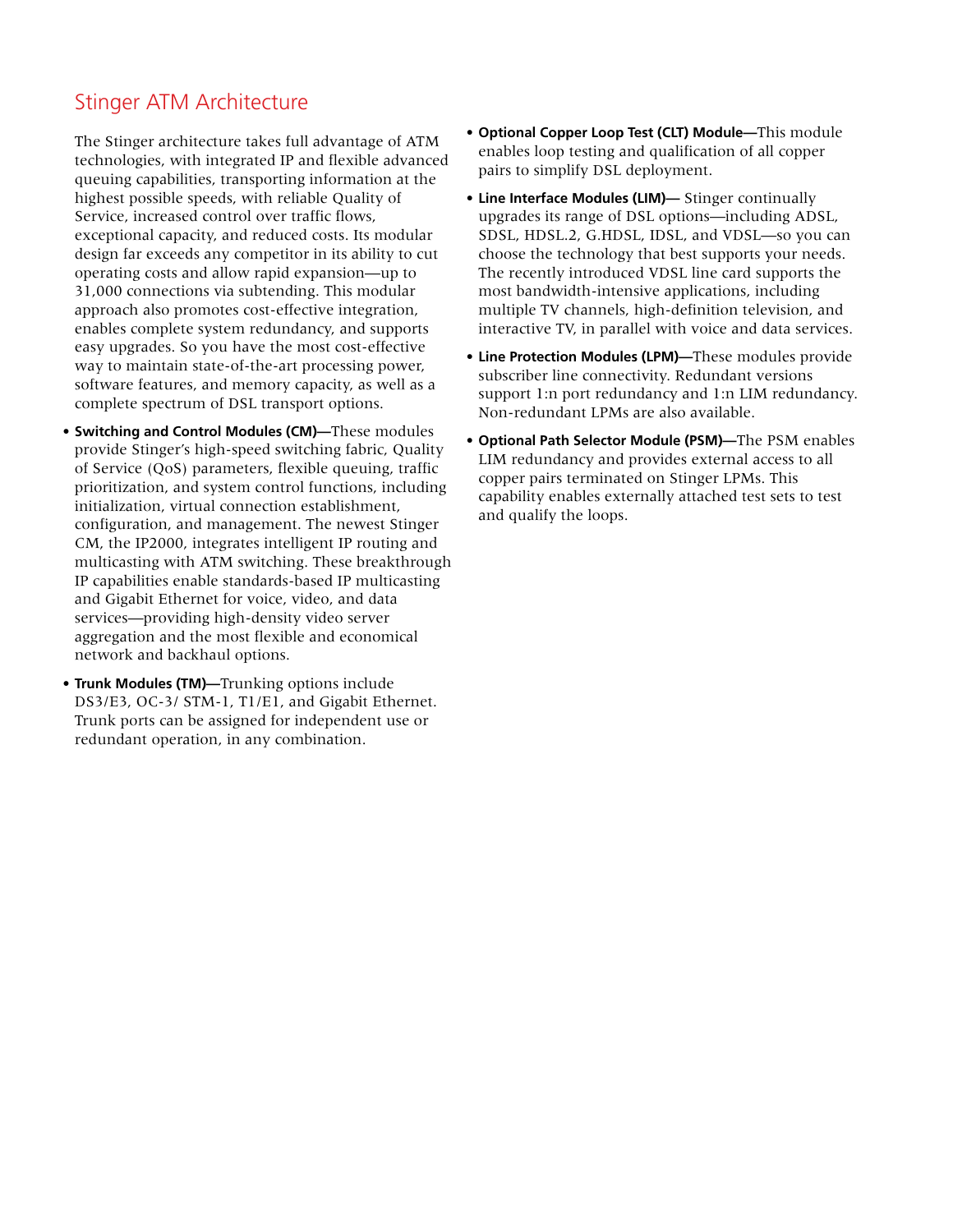## Stinger ATM Architecture

The Stinger architecture takes full advantage of ATM technologies, with integrated IP and flexible advanced queuing capabilities, transporting information at the highest possible speeds, with reliable Quality of Service, increased control over traffic flows, exceptional capacity, and reduced costs. Its modular design far exceeds any competitor in its ability to cut operating costs and allow rapid expansion—up to 31,000 connections via subtending. This modular approach also promotes cost-effective integration, enables complete system redundancy, and supports easy upgrades. So you have the most cost-effective way to maintain state-of-the-art processing power, software features, and memory capacity, as well as a complete spectrum of DSL transport options.

- **Switching and Control Modules (CM)—**These modules provide Stinger's high-speed switching fabric, Quality of Service (QoS) parameters, flexible queuing, traffic prioritization, and system control functions, including initialization, virtual connection establishment, configuration, and management. The newest Stinger CM, the IP2000, integrates intelligent IP routing and multicasting with ATM switching. These breakthrough IP capabilities enable standards-based IP multicasting and Gigabit Ethernet for voice, video, and data services—providing high-density video server aggregation and the most flexible and economical network and backhaul options.
- **Trunk Modules (TM)—**Trunking options include DS3/E3, OC-3/ STM-1, T1/E1, and Gigabit Ethernet. Trunk ports can be assigned for independent use or redundant operation, in any combination.
- **Optional Copper Loop Test (CLT) Module—**This module enables loop testing and qualification of all copper pairs to simplify DSL deployment.
- **Line Interface Modules (LIM)—** Stinger continually upgrades its range of DSL options—including ADSL, SDSL, HDSL.2, G.HDSL, IDSL, and VDSL—so you can choose the technology that best supports your needs. The recently introduced VDSL line card supports the most bandwidth-intensive applications, including multiple TV channels, high-definition television, and interactive TV, in parallel with voice and data services.
- **Line Protection Modules (LPM)—**These modules provide subscriber line connectivity. Redundant versions support 1:n port redundancy and 1:n LIM redundancy. Non-redundant LPMs are also available.
- **Optional Path Selector Module (PSM)—**The PSM enables LIM redundancy and provides external access to all copper pairs terminated on Stinger LPMs. This capability enables externally attached test sets to test and qualify the loops.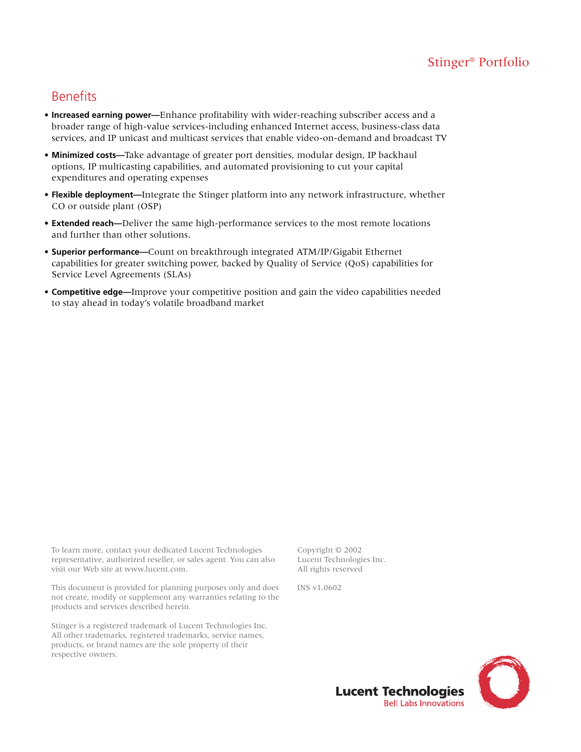## Benefits

- **Increased earning power—**Enhance profitability with wider-reaching subscriber access and a broader range of high-value services-including enhanced Internet access, business-class data services, and IP unicast and multicast services that enable video-on-demand and broadcast TV
- **Minimized costs—**Take advantage of greater port densities, modular design, IP backhaul options, IP multicasting capabilities, and automated provisioning to cut your capital expenditures and operating expenses
- **Flexible deployment—**Integrate the Stinger platform into any network infrastructure, whether CO or outside plant (OSP)
- **Extended reach—**Deliver the same high-performance services to the most remote locations and further than other solutions.
- **Superior performance—**Count on breakthrough integrated ATM/IP/Gigabit Ethernet capabilities for greater switching power, backed by Quality of Service (QoS) capabilities for Service Level Agreements (SLAs)
- **Competitive edge—**Improve your competitive position and gain the video capabilities needed to stay ahead in today's volatile broadband market

To learn more, contact your dedicated Lucent Technologies representative, authorized reseller, or sales agent. You can also visit our Web site at www.lucent.com.

This document is provided for planning purposes only and does not create, modify or supplement any warranties relating to the products and services described herein.

Stinger is a registered trademark of Lucent Technologies Inc. All other trademarks, registered trademarks, service names, products, or brand names are the sole property of their respective owners.

Copyright © 2002
Lucent Technologies Inc.
All rights reserved

INS v1.0602

Lucent Technologies
Bell Labs Innovations